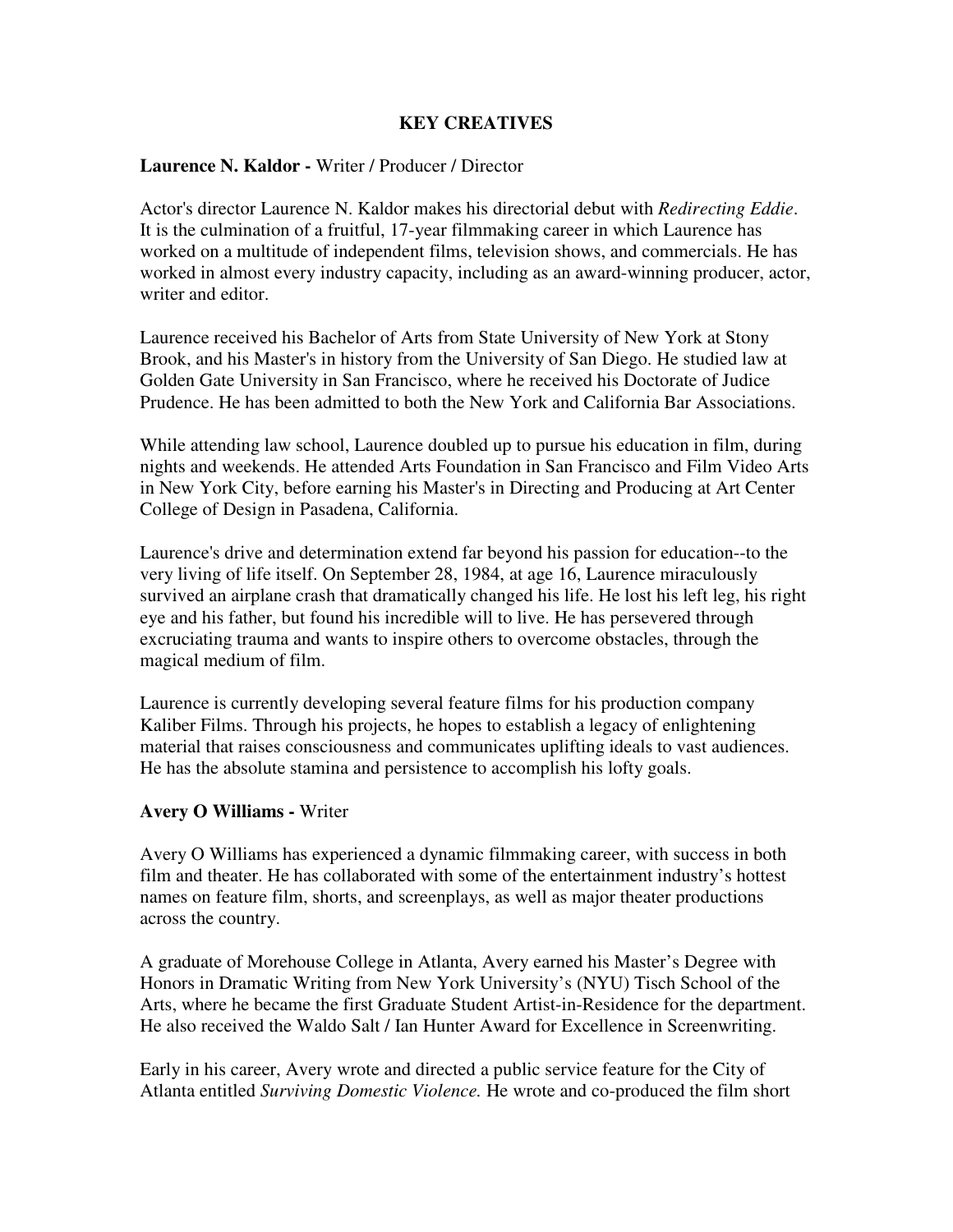# KEY CREATIVES

**Laurence N. Kaldor -** Writer / Producer / Director

Actor's director Laurence N. Kaldor makes his directorial debut with *Redirecting Eddie*. It is the culmination of a fruitful, 17-year filmmaking career in which Laurence has worked on a multitude of independent films, television shows, and commercials. He has worked in almost every industry capacity, including as an award-winning producer, actor, writer and editor.

Laurence received his Bachelor of Arts from State University of New York at Stony Brook, and his Master's in history from the University of San Diego. He studied law at Golden Gate University in San Francisco, where he received his Doctorate of Judice Prudence. He has been admitted to both the New York and California Bar Associations.

While attending law school, Laurence doubled up to pursue his education in film, during nights and weekends. He attended Arts Foundation in San Francisco and Film Video Arts in New York City, before earning his Master's in Directing and Producing at Art Center College of Design in Pasadena, California.

Laurence's drive and determination extend far beyond his passion for education--to the very living of life itself. On September 28, 1984, at age 16, Laurence miraculously survived an airplane crash that dramatically changed his life. He lost his left leg, his right eye and his father, but found his incredible will to live. He has persevered through excruciating trauma and wants to inspire others to overcome obstacles, through the magical medium of film.

Laurence is currently developing several feature films for his production company Kaliber Films. Through his projects, he hopes to establish a legacy of enlightening material that raises consciousness and communicates uplifting ideals to vast audiences. He has the absolute stamina and persistence to accomplish his lofty goals.

**Avery O Williams -** Writer

Avery O Williams has experienced a dynamic filmmaking career, with success in both film and theater. He has collaborated with some of the entertainment industry's hottest names on feature film, shorts, and screenplays, as well as major theater productions across the country.

A graduate of Morehouse College in Atlanta, Avery earned his Master's Degree with Honors in Dramatic Writing from New York University's (NYU) Tisch School of the Arts, where he became the first Graduate Student Artist-in-Residence for the department. He also received the Waldo Salt / Ian Hunter Award for Excellence in Screenwriting.

Early in his career, Avery wrote and directed a public service feature for the City of Atlanta entitled *Surviving Domestic Violence.* He wrote and co-produced the film short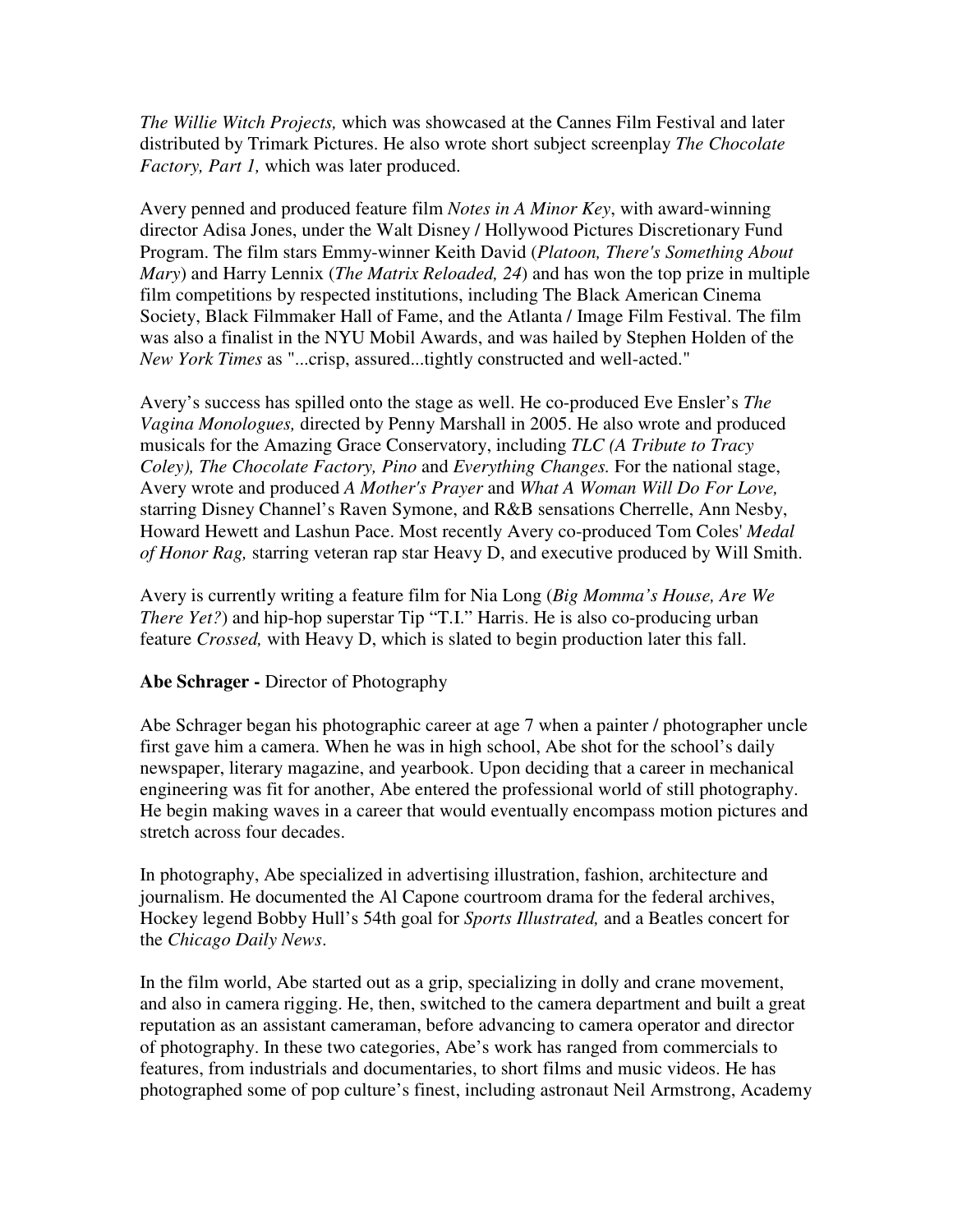*The Willie Witch Projects,* which was showcased at the Cannes Film Festival and later distributed by Trimark Pictures. He also wrote short subject screenplay *The Chocolate Factory, Part 1,* which was later produced.

Avery penned and produced feature film *Notes in A Minor Key*, with award-winning director Adisa Jones, under the Walt Disney / Hollywood Pictures Discretionary Fund Program. The film stars Emmy-winner Keith David (*Platoon, There's Something About Mary*) and Harry Lennix (*The Matrix Reloaded, 24*) and has won the top prize in multiple film competitions by respected institutions, including The Black American Cinema Society, Black Filmmaker Hall of Fame, and the Atlanta / Image Film Festival. The film was also a finalist in the NYU Mobil Awards, and was hailed by Stephen Holden of the *New York Times* as "...crisp, assured...tightly constructed and well-acted."

Avery's success has spilled onto the stage as well. He co-produced Eve Ensler's *The Vagina Monologues,* directed by Penny Marshall in 2005. He also wrote and produced musicals for the Amazing Grace Conservatory, including *TLC (A Tribute to Tracy Coley), The Chocolate Factory, Pino* and *Everything Changes.* For the national stage, Avery wrote and produced *A Mother's Prayer* and *What A Woman Will Do For Love,* starring Disney Channel's Raven Symone, and R&B sensations Cherrelle, Ann Nesby, Howard Hewett and Lashun Pace. Most recently Avery co-produced Tom Coles' *Medal of Honor Rag,* starring veteran rap star Heavy D, and executive produced by Will Smith.

Avery is currently writing a feature film for Nia Long (*Big Momma's House, Are We There Yet?*) and hip-hop superstar Tip "T.I." Harris. He is also co-producing urban feature *Crossed,* with Heavy D, which is slated to begin production later this fall.

**Abe Schrager -** Director of Photography

Abe Schrager began his photographic career at age 7 when a painter / photographer uncle first gave him a camera. When he was in high school, Abe shot for the school's daily newspaper, literary magazine, and yearbook. Upon deciding that a career in mechanical engineering was fit for another, Abe entered the professional world of still photography. He begin making waves in a career that would eventually encompass motion pictures and stretch across four decades.

In photography, Abe specialized in advertising illustration, fashion, architecture and journalism. He documented the Al Capone courtroom drama for the federal archives, Hockey legend Bobby Hull's 54th goal for *Sports Illustrated,* and a Beatles concert for the *Chicago Daily News*.

In the film world, Abe started out as a grip, specializing in dolly and crane movement, and also in camera rigging. He, then, switched to the camera department and built a great reputation as an assistant cameraman, before advancing to camera operator and director of photography. In these two categories, Abe's work has ranged from commercials to features, from industrials and documentaries, to short films and music videos. He has photographed some of pop culture's finest, including astronaut Neil Armstrong, Academy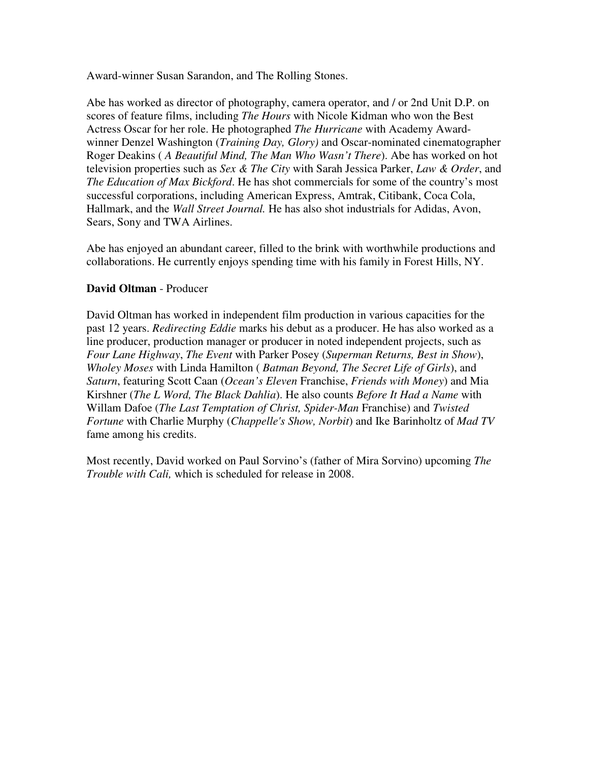Award-winner Susan Sarandon, and The Rolling Stones.

Abe has worked as director of photography, camera operator, and / or 2nd Unit D.P. on scores of feature films, including *The Hours* with Nicole Kidman who won the Best Actress Oscar for her role. He photographed *The Hurricane* with Academy Award-winner Denzel Washington (*Training Day, Glory)* and Oscar-nominated cinematographer Roger Deakins ( *A Beautiful Mind, The Man Who Wasn't There*). Abe has worked on hot television properties such as *Sex & The City* with Sarah Jessica Parker, *Law & Order*, and *The Education of Max Bickford*. He has shot commercials for some of the country's most successful corporations, including American Express, Amtrak, Citibank, Coca Cola, Hallmark, and the *Wall Street Journal.* He has also shot industrials for Adidas, Avon, Sears, Sony and TWA Airlines.

Abe has enjoyed an abundant career, filled to the brink with worthwhile productions and collaborations. He currently enjoys spending time with his family in Forest Hills, NY.

**David Oltman** - Producer

David Oltman has worked in independent film production in various capacities for the past 12 years. *Redirecting Eddie* marks his debut as a producer. He has also worked as a line producer, production manager or producer in noted independent projects, such as *Four Lane Highway*, *The Event* with Parker Posey (*Superman Returns, Best in Show*), *Wholey Moses* with Linda Hamilton ( *Batman Beyond, The Secret Life of Girls*), and *Saturn*, featuring Scott Caan (*Ocean's Eleven* Franchise, *Friends with Money*) and Mia Kirshner (*The L Word, The Black Dahlia*). He also counts *Before It Had a Name* with Willam Dafoe (*The Last Temptation of Christ, Spider-Man* Franchise) and *Twisted Fortune* with Charlie Murphy (*Chappelle's Show, Norbit*) and Ike Barinholtz of *Mad TV* fame among his credits.

Most recently, David worked on Paul Sorvino's (father of Mira Sorvino) upcoming *The Trouble with Cali,* which is scheduled for release in 2008.